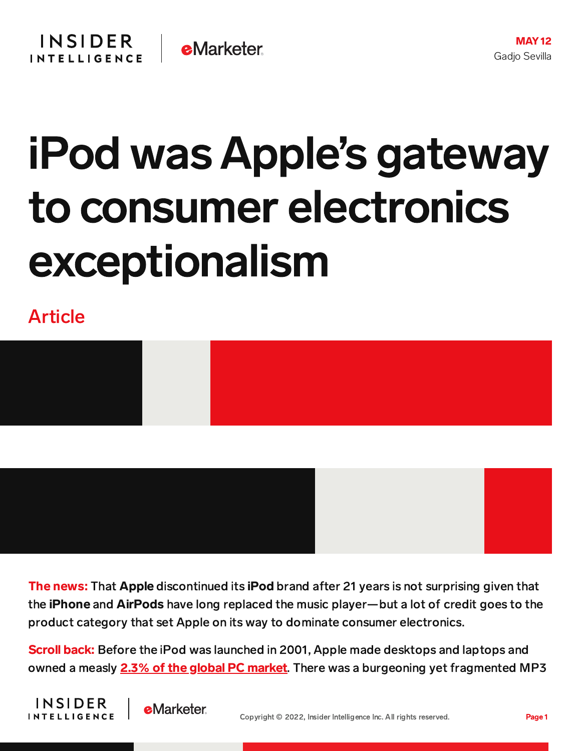# iPod was Apple's gateway to consumer electronics exceptionalism

MAY 12
Gadjo Sevilla

Article

**The news:** That **Apple** discontinued its **iPod** brand after 21 years is not surprising given that the **iPhone** and **AirPods** have long replaced the music player—but a lot of credit goes to the product category that set Apple on its way to dominate consumer electronics.

**Scroll back:** Before the iPod was launched in 2001, Apple made desktops and laptops and owned a measly 2.3% of the global PC market. There was a burgeoning yet fragmented MP3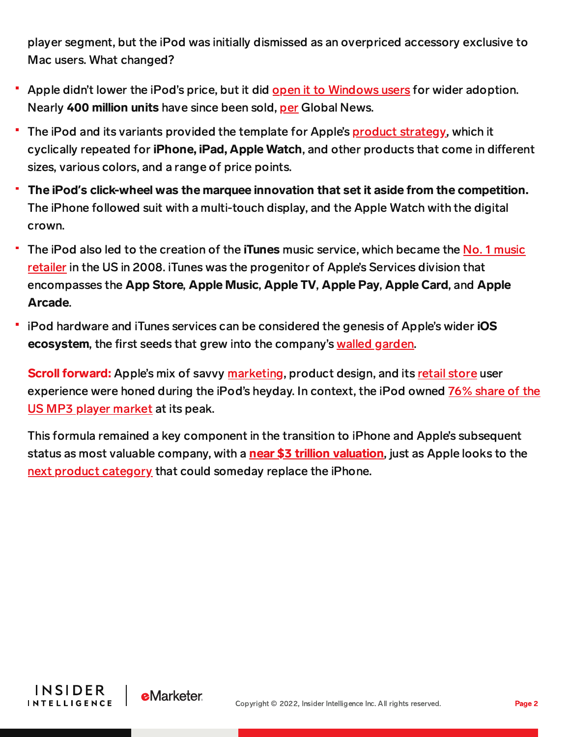player segment, but the iPod was initially dismissed as an overpriced accessory exclusive to Mac users. What changed?

- Apple didn't lower the iPod's price, but it did open it to Windows users for wider adoption. Nearly **400 million units** have since been sold, per Global News.
- The iPod and its variants provided the template for Apple's product strategy, which it cyclically repeated for **iPhone, iPad, Apple Watch**, and other products that come in different sizes, various colors, and a range of price points.
- **The iPod's click-wheel was the marquee innovation that set it aside from the competition.** The iPhone followed suit with a multi-touch display, and the Apple Watch with the digital crown.
- The iPod also led to the creation of the **iTunes** music service, which became the No. 1 music retailer in the US in 2008. iTunes was the progenitor of Apple's Services division that encompasses the **App Store**, **Apple Music**, **Apple TV**, **Apple Pay**, **Apple Card**, and **Apple Arcade**.
- iPod hardware and iTunes services can be considered the genesis of Apple's wider **iOS ecosystem**, the first seeds that grew into the company's walled garden.

**Scroll forward:** Apple's mix of savvy marketing, product design, and its retail store user experience were honed during the iPod's heyday. In context, the iPod owned 76% share of the US MP3 player market at its peak.

This formula remained a key component in the transition to iPhone and Apple's subsequent status as most valuable company, with a **near $3 trillion valuation**, just as Apple looks to the next product category that could someday replace the iPhone.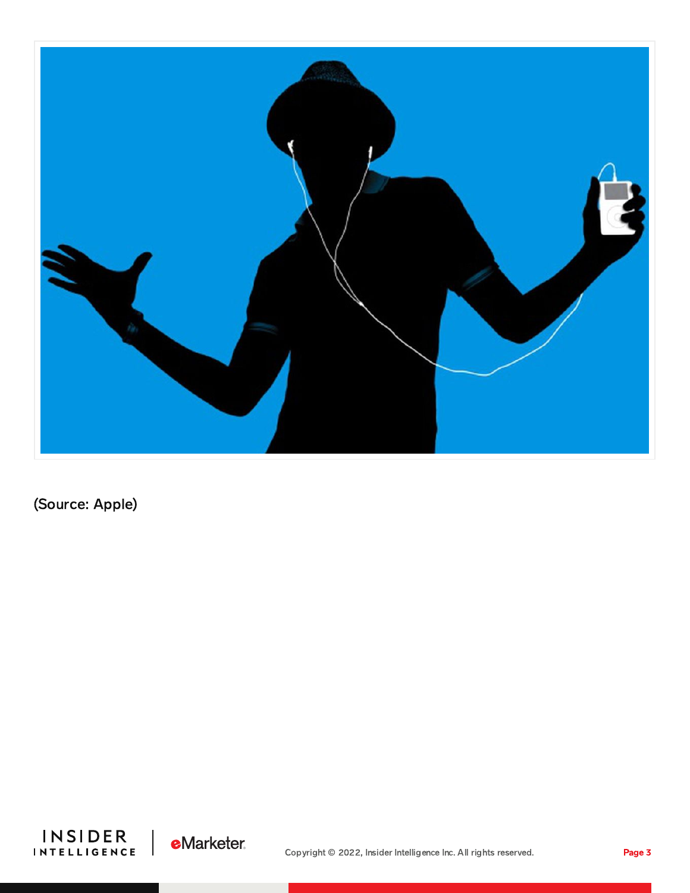(Source: Apple)